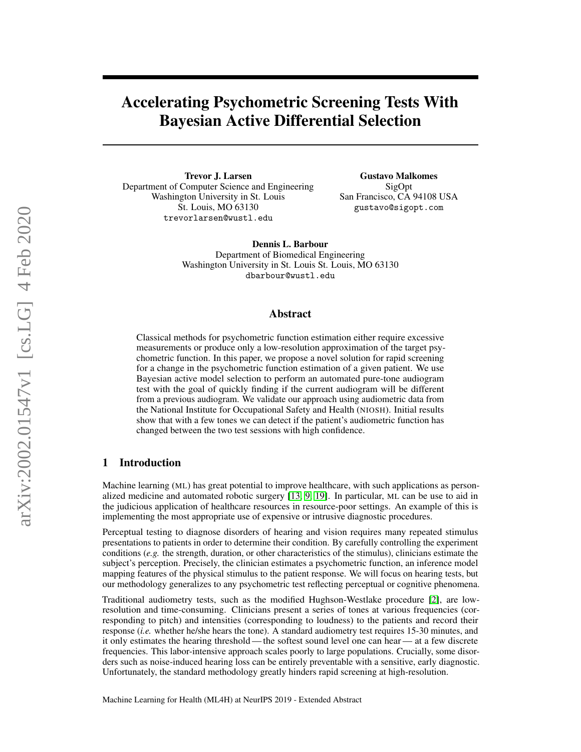# Accelerating Psychometric Screening Tests With Bayesian Active Differential Selection

**Trevor J. Larsen**
Department of Computer Science and Engineering
Washington University in St. Louis
St. Louis, MO 63130
trevorlarsen@wustl.edu

**Gustavo Malkomes**
SigOpt
San Francisco, CA 94108 USA
gustavo@sigopt.com

**Dennis L. Barbour**
Department of Biomedical Engineering
Washington University in St. Louis St. Louis, MO 63130
dbarbour@wustl.edu

## Abstract

Classical methods for psychometric function estimation either require excessive measurements or produce only a low-resolution approximation of the target psychometric function. In this paper, we propose a novel solution for rapid screening for a change in the psychometric function estimation of a given patient. We use Bayesian active model selection to perform an automated pure-tone audiogram test with the goal of quickly finding if the current audiogram will be different from a previous audiogram. We validate our approach using audiometric data from the National Institute for Occupational Safety and Health (NIOSH). Initial results show that with a few tones we can detect if the patient's audiometric function has changed between the two test sessions with high confidence.

## 1 Introduction

Machine learning (ML) has great potential to improve healthcare, with such applications as personalized medicine and automated robotic surgery [13, 9, 19]. In particular, ML can be use to aid in the judicious application of healthcare resources in resource-poor settings. An example of this is implementing the most appropriate use of expensive or intrusive diagnostic procedures.

Perceptual testing to diagnose disorders of hearing and vision requires many repeated stimulus presentations to patients in order to determine their condition. By carefully controlling the experiment conditions (*e.g.* the strength, duration, or other characteristics of the stimulus), clinicians estimate the subject's perception. Precisely, the clinician estimates a psychometric function, an inference model mapping features of the physical stimulus to the patient response. We will focus on hearing tests, but our methodology generalizes to any psychometric test reflecting perceptual or cognitive phenomena.

Traditional audiometry tests, such as the modified Hughson-Westlake procedure [2], are low-resolution and time-consuming. Clinicians present a series of tones at various frequencies (corresponding to pitch) and intensities (corresponding to loudness) to the patients and record their response (*i.e.* whether he/she hears the tone). A standard audiometry test requires 15-30 minutes, and it only estimates the hearing threshold — the softest sound level one can hear — at a few discrete frequencies. This labor-intensive approach scales poorly to large populations. Crucially, some disorders such as noise-induced hearing loss can be entirely preventable with a sensitive, early diagnostic. Unfortunately, the standard methodology greatly hinders rapid screening at high-resolution.

Machine Learning for Health (ML4H) at NeurIPS 2019 - Extended Abstract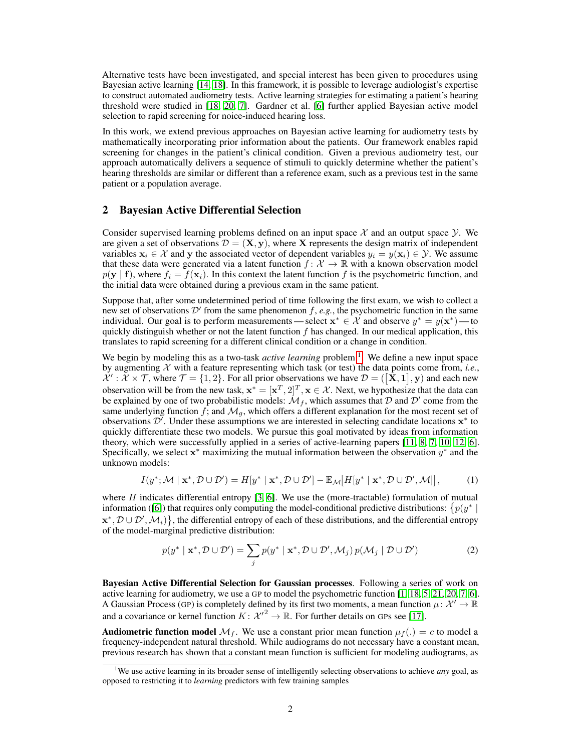Alternative tests have been investigated, and special interest has been given to procedures using Bayesian active learning [14, 18]. In this framework, it is possible to leverage audiologist's expertise to construct automated audiometry tests. Active learning strategies for estimating a patient's hearing threshold were studied in [18, 20, 7]. Gardner et al. [6] further applied Bayesian active model selection to rapid screening for noice-induced hearing loss.

In this work, we extend previous approaches on Bayesian active learning for audiometry tests by mathematically incorporating prior information about the patients. Our framework enables rapid screening for changes in the patient's clinical condition. Given a previous audiometry test, our approach automatically delivers a sequence of stimuli to quickly determine whether the patient's hearing thresholds are similar or different than a reference exam, such as a previous test in the same patient or a population average.

## 2 Bayesian Active Differential Selection

Consider supervised learning problems defined on an input space $\mathcal{X}$ and an output space $\mathcal{Y}$. We are given a set of observations $\mathcal{D} = (\mathbf{X}, \mathbf{y})$, where $\mathbf{X}$ represents the design matrix of independent variables $\mathbf{x}_i \in \mathcal{X}$ and $\mathbf{y}$ the associated vector of dependent variables $y_i = y(\mathbf{x}_i) \in \mathcal{Y}$. We assume that these data were generated via a latent function $f : \mathcal{X} \to \mathbb{R}$ with a known observation model $p(\mathbf{y} \mid \mathbf{f})$, where $f_i = f(\mathbf{x}_i)$. In this context the latent function $f$ is the psychometric function, and the initial data were obtained during a previous exam in the same patient.

Suppose that, after some undetermined period of time following the first exam, we wish to collect a new set of observations $\mathcal{D}'$ from the same phenomenon $f$, *e.g.*, the psychometric function in the same individual. Our goal is to perform measurements — select $\mathbf{x}^* \in \mathcal{X}$ and observe $y^* = y(\mathbf{x}^*)$ — to quickly distinguish whether or not the latent function $f$ has changed. In our medical application, this translates to rapid screening for a different clinical condition or a change in condition.

We begin by modeling this as a two-task *active learning* problem[1]. We define a new input space by augmenting $\mathcal{X}$ with a feature representing which task (or test) the data points come from, *i.e.*, $\mathcal{X}' : \mathcal{X} \times \mathcal{T}$, where $\mathcal{T} = \{1, 2\}$. For all prior observations we have $\mathcal{D} = ([\mathbf{X}, \mathbf{1}], \mathbf{y})$ and each new observation will be from the new task, $\mathbf{x}^* = [\mathbf{x}^T, 2]^T, \mathbf{x} \in \mathcal{X}$. Next, we hypothesize that the data can be explained by one of two probabilistic models: $\mathcal{M}_f$, which assumes that $\mathcal{D}$ and $\mathcal{D}'$ come from the same underlying function $f$; and $\mathcal{M}_g$, which offers a different explanation for the most recent set of observations $\mathcal{D}'$. Under these assumptions we are interested in selecting candidate locations $\mathbf{x}^*$ to quickly differentiate these two models. We pursue this goal motivated by ideas from information theory, which were successfully applied in a series of active-learning papers [11, 8, 7, 10, 12, 6]. Specifically, we select $\mathbf{x}^*$ maximizing the mutual information between the observation $y^*$ and the unknown models:

$$I(y^*; \mathcal{M} \mid \mathbf{x}^*, \mathcal{D} \cup \mathcal{D}') = H[y^* \mid \mathbf{x}^*, \mathcal{D} \cup \mathcal{D}'] - \mathbb{E}_{\mathcal{M}}\big[H[y^* \mid \mathbf{x}^*, \mathcal{D} \cup \mathcal{D}', \mathcal{M}]\big], \tag{1}$$

where $H$ indicates differential entropy [3, 6]. We use the (more-tractable) formulation of mutual information ([6]) that requires only computing the model-conditional predictive distributions: $\{p(y^* \mid \mathbf{x}^*, \mathcal{D} \cup \mathcal{D}', \mathcal{M}_i)\}$, the differential entropy of each of these distributions, and the differential entropy of the model-marginal predictive distribution:

$$p(y^* \mid \mathbf{x}^*, \mathcal{D} \cup \mathcal{D}') = \sum_j p(y^* \mid \mathbf{x}^*, \mathcal{D} \cup \mathcal{D}', \mathcal{M}_j)\, p(\mathcal{M}_j \mid \mathcal{D} \cup \mathcal{D}') \tag{2}$$

**Bayesian Active Differential Selection for Gaussian processes**. Following a series of work on active learning for audiometry, we use a GP to model the psychometric function [1, 18, 5, 21, 20, 7, 6]. A Gaussian Process (GP) is completely defined by its first two moments, a mean function $\mu : \mathcal{X}' \to \mathbb{R}$ and a covariance or kernel function $K : \mathcal{X}'^2 \to \mathbb{R}$. For further details on GPs see [17].

**Audiometric function model $\mathcal{M}_f$**. We use a constant prior mean function $\mu_f(.) = c$ to model a frequency-independent natural threshold. While audiograms do not necessary have a constant mean, previous research has shown that a constant mean function is sufficient for modeling audiograms, as

[1] We use active learning in its broader sense of intelligently selecting observations to achieve *any* goal, as opposed to restricting it to *learning* predictors with few training samples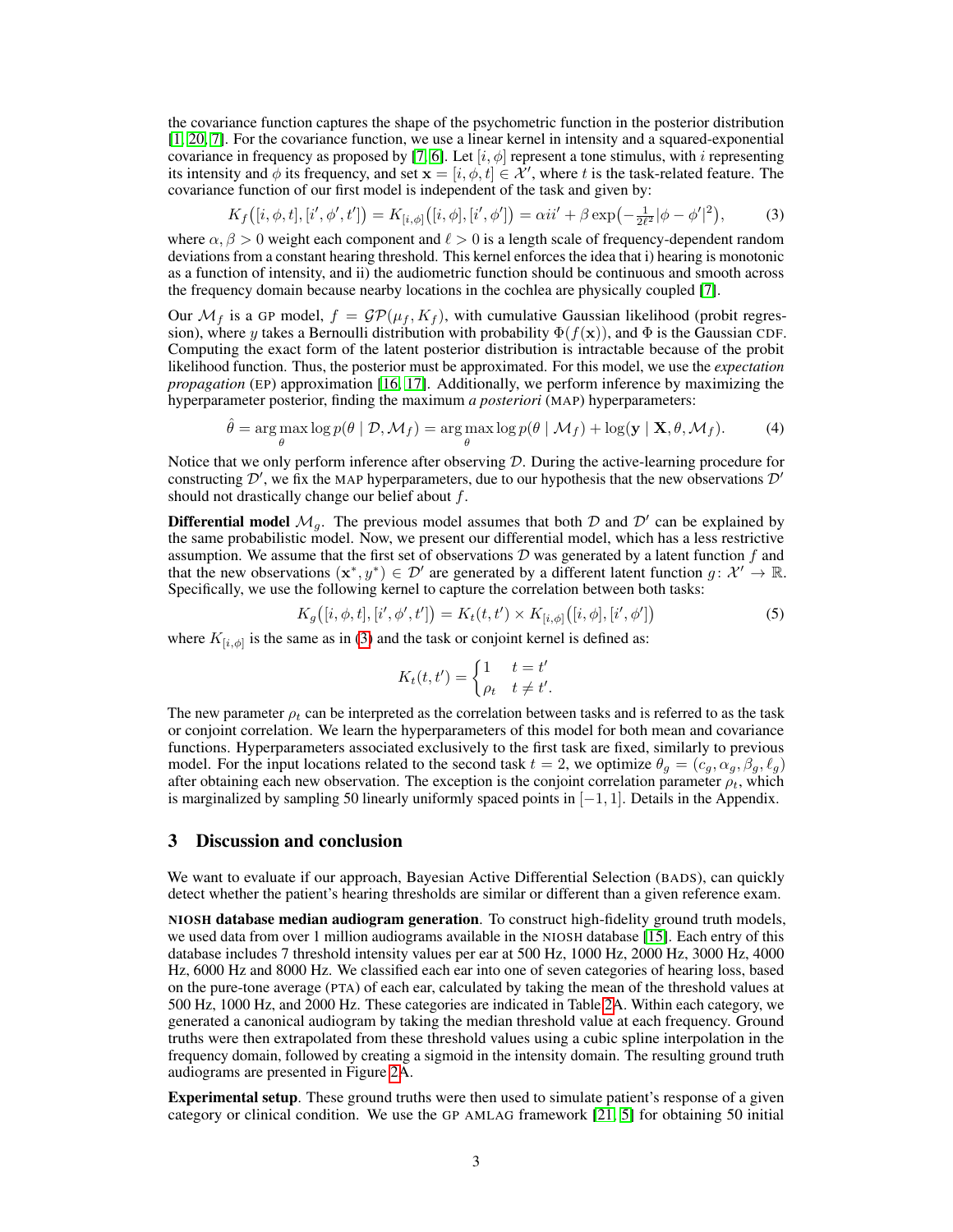the covariance function captures the shape of the psychometric function in the posterior distribution [1, 20, 7]. For the covariance function, we use a linear kernel in intensity and a squared-exponential covariance in frequency as proposed by [7, 6]. Let $[i, \phi]$ represent a tone stimulus, with $i$ representing its intensity and $\phi$ its frequency, and set $\mathbf{x} = [i, \phi, t] \in \mathcal{X}'$, where $t$ is the task-related feature. The covariance function of our first model is independent of the task and given by:

$$K_f\big([i, \phi, t], [i', \phi', t']\big) = K_{[i,\phi]}\big([i, \phi], [i', \phi']\big) = \alpha i i' + \beta \exp\big(-\tfrac{1}{2\ell^2}|\phi - \phi'|^2\big), \tag{3}$$

where $\alpha, \beta > 0$ weight each component and $\ell > 0$ is a length scale of frequency-dependent random deviations from a constant hearing threshold. This kernel enforces the idea that i) hearing is monotonic as a function of intensity, and ii) the audiometric function should be continuous and smooth across the frequency domain because nearby locations in the cochlea are physically coupled [7].

Our $\mathcal{M}_f$ is a GP model, $f = \mathcal{GP}(\mu_f, K_f)$, with cumulative Gaussian likelihood (probit regression), where $y$ takes a Bernoulli distribution with probability $\Phi(f(\mathbf{x}))$, and $\Phi$ is the Gaussian CDF. Computing the exact form of the latent posterior distribution is intractable because of the probit likelihood function. Thus, the posterior must be approximated. For this model, we use the *expectation propagation* (EP) approximation [16, 17]. Additionally, we perform inference by maximizing the hyperparameter posterior, finding the maximum *a posteriori* (MAP) hyperparameters:

$$\hat{\theta} = \arg\max_{\theta} \log p(\theta \mid \mathcal{D}, \mathcal{M}_f) = \arg\max_{\theta} \log p(\theta \mid \mathcal{M}_f) + \log(\mathbf{y} \mid \mathbf{X}, \theta, \mathcal{M}_f). \tag{4}$$

Notice that we only perform inference after observing $\mathcal{D}$. During the active-learning procedure for constructing $\mathcal{D}'$, we fix the MAP hyperparameters, due to our hypothesis that the new observations $\mathcal{D}'$ should not drastically change our belief about $f$.

**Differential model $\mathcal{M}_g$.** The previous model assumes that both $\mathcal{D}$ and $\mathcal{D}'$ can be explained by the same probabilistic model. Now, we present our differential model, which has a less restrictive assumption. We assume that the first set of observations $\mathcal{D}$ was generated by a latent function $f$ and that the new observations $(\mathbf{x}^*, y^*) \in \mathcal{D}'$ are generated by a different latent function $g\colon \mathcal{X}' \to \mathbb{R}$. Specifically, we use the following kernel to capture the correlation between both tasks:

$$K_g\big([i, \phi, t], [i', \phi', t']\big) = K_t(t, t') \times K_{[i,\phi]}\big([i, \phi], [i', \phi']\big) \tag{5}$$

where $K_{[i,\phi]}$ is the same as in (3) and the task or conjoint kernel is defined as:

$$K_t(t, t') = \begin{cases} 1 & t = t' \\ \rho_t & t \neq t'. \end{cases}$$

The new parameter $\rho_t$ can be interpreted as the correlation between tasks and is referred to as the task or conjoint correlation. We learn the hyperparameters of this model for both mean and covariance functions. Hyperparameters associated exclusively to the first task are fixed, similarly to previous model. For the input locations related to the second task $t = 2$, we optimize $\theta_g = (c_g, \alpha_g, \beta_g, \ell_g)$ after obtaining each new observation. The exception is the conjoint correlation parameter $\rho_t$, which is marginalized by sampling 50 linearly uniformly spaced points in $[-1, 1]$. Details in the Appendix.

## 3 Discussion and conclusion

We want to evaluate if our approach, Bayesian Active Differential Selection (BADS), can quickly detect whether the patient's hearing thresholds are similar or different than a given reference exam.

**NIOSH database median audiogram generation**. To construct high-fidelity ground truth models, we used data from over 1 million audiograms available in the NIOSH database [15]. Each entry of this database includes 7 threshold intensity values per ear at 500 Hz, 1000 Hz, 2000 Hz, 3000 Hz, 4000 Hz, 6000 Hz and 8000 Hz. We classified each ear into one of seven categories of hearing loss, based on the pure-tone average (PTA) of each ear, calculated by taking the mean of the threshold values at 500 Hz, 1000 Hz, and 2000 Hz. These categories are indicated in Table 2A. Within each category, we generated a canonical audiogram by taking the median threshold value at each frequency. Ground truths were then extrapolated from these threshold values using a cubic spline interpolation in the frequency domain, followed by creating a sigmoid in the intensity domain. The resulting ground truth audiograms are presented in Figure 2A.

**Experimental setup**. These ground truths were then used to simulate patient's response of a given category or clinical condition. We use the GP AMLAG framework [21, 5] for obtaining 50 initial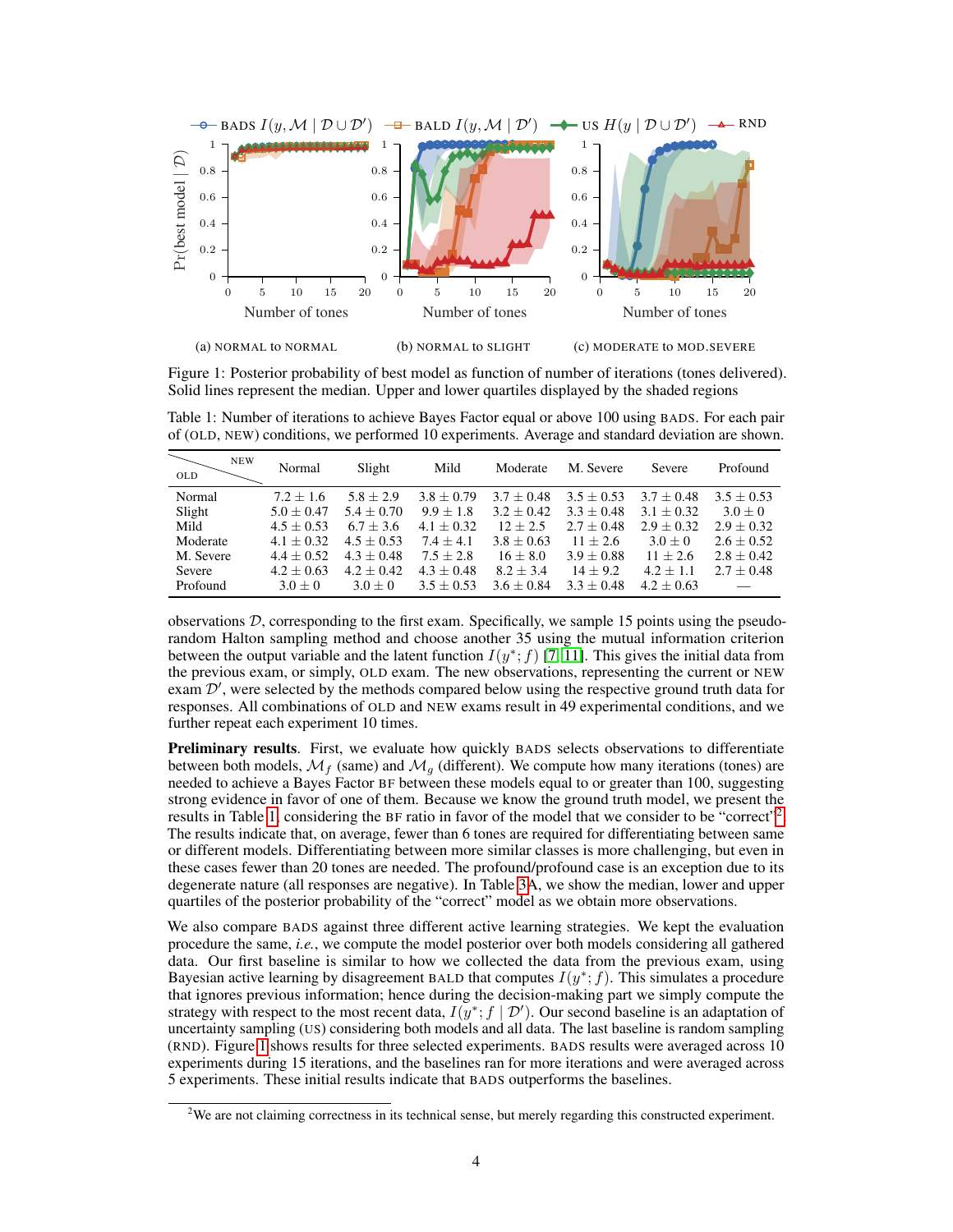Figure 1: Posterior probability of best model as function of number of iterations (tones delivered). Solid lines represent the median. Upper and lower quartiles displayed by the shaded regions

(a) NORMAL to NORMAL (b) NORMAL to SLIGHT (c) MODERATE to MOD.SEVERE

Table 1: Number of iterations to achieve Bayes Factor equal or above 100 using BADS. For each pair of (OLD, NEW) conditions, we performed 10 experiments. Average and standard deviation are shown.

| OLD \ NEW | Normal | Slight | Mild | Moderate | M. Severe | Severe | Profound |
|---|---|---|---|---|---|---|---|
| Normal | $7.2 \pm 1.6$ | $5.8 \pm 2.9$ | $3.8 \pm 0.79$ | $3.7 \pm 0.48$ | $3.5 \pm 0.53$ | $3.7 \pm 0.48$ | $3.5 \pm 0.53$ |
| Slight | $5.0 \pm 0.47$ | $5.4 \pm 0.70$ | $9.9 \pm 1.8$ | $3.2 \pm 0.42$ | $3.3 \pm 0.48$ | $3.1 \pm 0.32$ | $3.0 \pm 0$ |
| Mild | $4.5 \pm 0.53$ | $6.7 \pm 3.6$ | $4.1 \pm 0.32$ | $12 \pm 2.5$ | $2.7 \pm 0.48$ | $2.9 \pm 0.32$ | $2.9 \pm 0.32$ |
| Moderate | $4.1 \pm 0.32$ | $4.5 \pm 0.53$ | $7.4 \pm 4.1$ | $3.8 \pm 0.63$ | $11 \pm 2.6$ | $3.0 \pm 0$ | $2.6 \pm 0.52$ |
| M. Severe | $4.4 \pm 0.52$ | $4.3 \pm 0.48$ | $7.5 \pm 2.8$ | $16 \pm 8.0$ | $3.9 \pm 0.88$ | $11 \pm 2.6$ | $2.8 \pm 0.42$ |
| Severe | $4.2 \pm 0.63$ | $4.2 \pm 0.42$ | $4.3 \pm 0.48$ | $8.2 \pm 3.4$ | $14 \pm 9.2$ | $4.2 \pm 1.1$ | $2.7 \pm 0.48$ |
| Profound | $3.0 \pm 0$ | $3.0 \pm 0$ | $3.5 \pm 0.53$ | $3.6 \pm 0.84$ | $3.3 \pm 0.48$ | $4.2 \pm 0.63$ | — |

observations $\mathcal{D}$, corresponding to the first exam. Specifically, we sample 15 points using the pseudo-random Halton sampling method and choose another 35 using the mutual information criterion between the output variable and the latent function $I(y^*; f)$ [7, 11]. This gives the initial data from the previous exam, or simply, OLD exam. The new observations, representing the current or NEW exam $\mathcal{D}'$, were selected by the methods compared below using the respective ground truth data for responses. All combinations of OLD and NEW exams result in 49 experimental conditions, and we further repeat each experiment 10 times.

**Preliminary results.** First, we evaluate how quickly BADS selects observations to differentiate between both models, $\mathcal{M}_f$ (same) and $\mathcal{M}_g$ (different). We compute how many iterations (tones) are needed to achieve a Bayes Factor BF between these models equal to or greater than 100, suggesting strong evidence in favor of one of them. Because we know the ground truth model, we present the results in Table 1, considering the BF ratio in favor of the model that we consider to be "correct"[2]. The results indicate that, on average, fewer than 6 tones are required for differentiating between same or different models. Differentiating between more similar classes is more challenging, but even in these cases fewer than 20 tones are needed. The profound/profound case is an exception due to its degenerate nature (all responses are negative). In Table 3A, we show the median, lower and upper quartiles of the posterior probability of the "correct" model as we obtain more observations.

We also compare BADS against three different active learning strategies. We kept the evaluation procedure the same, *i.e.*, we compute the model posterior over both models considering all gathered data. Our first baseline is similar to how we collected the data from the previous exam, using Bayesian active learning by disagreement BALD that computes $I(y^*; f)$. This simulates a procedure that ignores previous information; hence during the decision-making part we simply compute the strategy with respect to the most recent data, $I(y^*; f \mid \mathcal{D}')$. Our second baseline is an adaptation of uncertainty sampling (US) considering both models and all data. The last baseline is random sampling (RND). Figure 1 shows results for three selected experiments. BADS results were averaged across 10 experiments during 15 iterations, and the baselines ran for more iterations and were averaged across 5 experiments. These initial results indicate that BADS outperforms the baselines.

[2] We are not claiming correctness in its technical sense, but merely regarding this constructed experiment.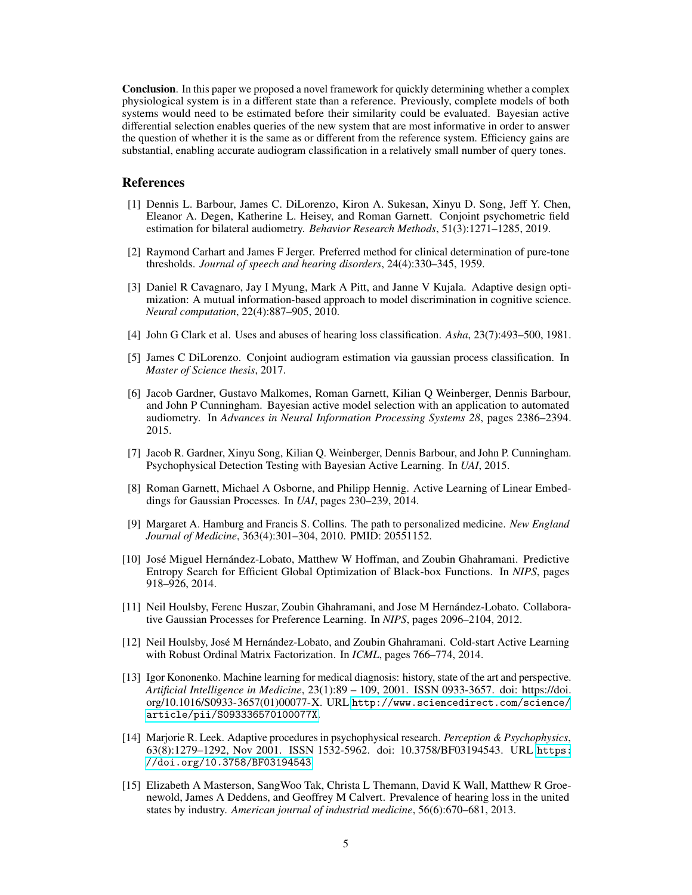**Conclusion**. In this paper we proposed a novel framework for quickly determining whether a complex physiological system is in a different state than a reference. Previously, complete models of both systems would need to be estimated before their similarity could be evaluated. Bayesian active differential selection enables queries of the new system that are most informative in order to answer the question of whether it is the same as or different from the reference system. Efficiency gains are substantial, enabling accurate audiogram classification in a relatively small number of query tones.

## References

[1] Dennis L. Barbour, James C. DiLorenzo, Kiron A. Sukesan, Xinyu D. Song, Jeff Y. Chen, Eleanor A. Degen, Katherine L. Heisey, and Roman Garnett. Conjoint psychometric field estimation for bilateral audiometry. *Behavior Research Methods*, 51(3):1271–1285, 2019.

[2] Raymond Carhart and James F Jerger. Preferred method for clinical determination of pure-tone thresholds. *Journal of speech and hearing disorders*, 24(4):330–345, 1959.

[3] Daniel R Cavagnaro, Jay I Myung, Mark A Pitt, and Janne V Kujala. Adaptive design optimization: A mutual information-based approach to model discrimination in cognitive science. *Neural computation*, 22(4):887–905, 2010.

[4] John G Clark et al. Uses and abuses of hearing loss classification. *Asha*, 23(7):493–500, 1981.

[5] James C DiLorenzo. Conjoint audiogram estimation via gaussian process classification. In *Master of Science thesis*, 2017.

[6] Jacob Gardner, Gustavo Malkomes, Roman Garnett, Kilian Q Weinberger, Dennis Barbour, and John P Cunningham. Bayesian active model selection with an application to automated audiometry. In *Advances in Neural Information Processing Systems 28*, pages 2386–2394. 2015.

[7] Jacob R. Gardner, Xinyu Song, Kilian Q. Weinberger, Dennis Barbour, and John P. Cunningham. Psychophysical Detection Testing with Bayesian Active Learning. In *UAI*, 2015.

[8] Roman Garnett, Michael A Osborne, and Philipp Hennig. Active Learning of Linear Embeddings for Gaussian Processes. In *UAI*, pages 230–239, 2014.

[9] Margaret A. Hamburg and Francis S. Collins. The path to personalized medicine. *New England Journal of Medicine*, 363(4):301–304, 2010. PMID: 20551152.

[10] José Miguel Hernández-Lobato, Matthew W Hoffman, and Zoubin Ghahramani. Predictive Entropy Search for Efficient Global Optimization of Black-box Functions. In *NIPS*, pages 918–926, 2014.

[11] Neil Houlsby, Ferenc Huszar, Zoubin Ghahramani, and Jose M Hernández-Lobato. Collaborative Gaussian Processes for Preference Learning. In *NIPS*, pages 2096–2104, 2012.

[12] Neil Houlsby, José M Hernández-Lobato, and Zoubin Ghahramani. Cold-start Active Learning with Robust Ordinal Matrix Factorization. In *ICML*, pages 766–774, 2014.

[13] Igor Kononenko. Machine learning for medical diagnosis: history, state of the art and perspective. *Artificial Intelligence in Medicine*, 23(1):89 – 109, 2001. ISSN 0933-3657. doi: https://doi.org/10.1016/S0933-3657(01)00077-X. URL http://www.sciencedirect.com/science/article/pii/S093336570100077X.

[14] Marjorie R. Leek. Adaptive procedures in psychophysical research. *Perception & Psychophysics*, 63(8):1279–1292, Nov 2001. ISSN 1532-5962. doi: 10.3758/BF03194543. URL https://doi.org/10.3758/BF03194543.

[15] Elizabeth A Masterson, SangWoo Tak, Christa L Themann, David K Wall, Matthew R Groenewold, James A Deddens, and Geoffrey M Calvert. Prevalence of hearing loss in the united states by industry. *American journal of industrial medicine*, 56(6):670–681, 2013.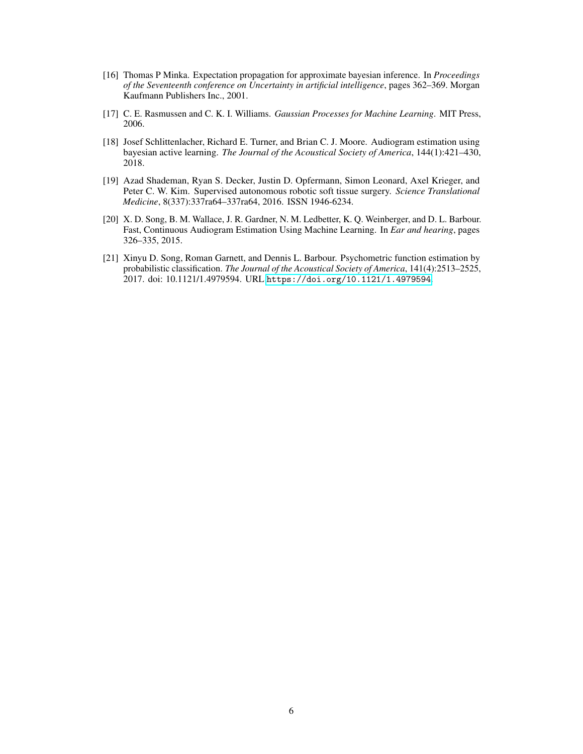[16] Thomas P Minka. Expectation propagation for approximate bayesian inference. In *Proceedings of the Seventeenth conference on Uncertainty in artificial intelligence*, pages 362–369. Morgan Kaufmann Publishers Inc., 2001.

[17] C. E. Rasmussen and C. K. I. Williams. *Gaussian Processes for Machine Learning*. MIT Press, 2006.

[18] Josef Schlittenlacher, Richard E. Turner, and Brian C. J. Moore. Audiogram estimation using bayesian active learning. *The Journal of the Acoustical Society of America*, 144(1):421–430, 2018.

[19] Azad Shademan, Ryan S. Decker, Justin D. Opfermann, Simon Leonard, Axel Krieger, and Peter C. W. Kim. Supervised autonomous robotic soft tissue surgery. *Science Translational Medicine*, 8(337):337ra64–337ra64, 2016. ISSN 1946-6234.

[20] X. D. Song, B. M. Wallace, J. R. Gardner, N. M. Ledbetter, K. Q. Weinberger, and D. L. Barbour. Fast, Continuous Audiogram Estimation Using Machine Learning. In *Ear and hearing*, pages 326–335, 2015.

[21] Xinyu D. Song, Roman Garnett, and Dennis L. Barbour. Psychometric function estimation by probabilistic classification. *The Journal of the Acoustical Society of America*, 141(4):2513–2525, 2017. doi: 10.1121/1.4979594. URL https://doi.org/10.1121/1.4979594.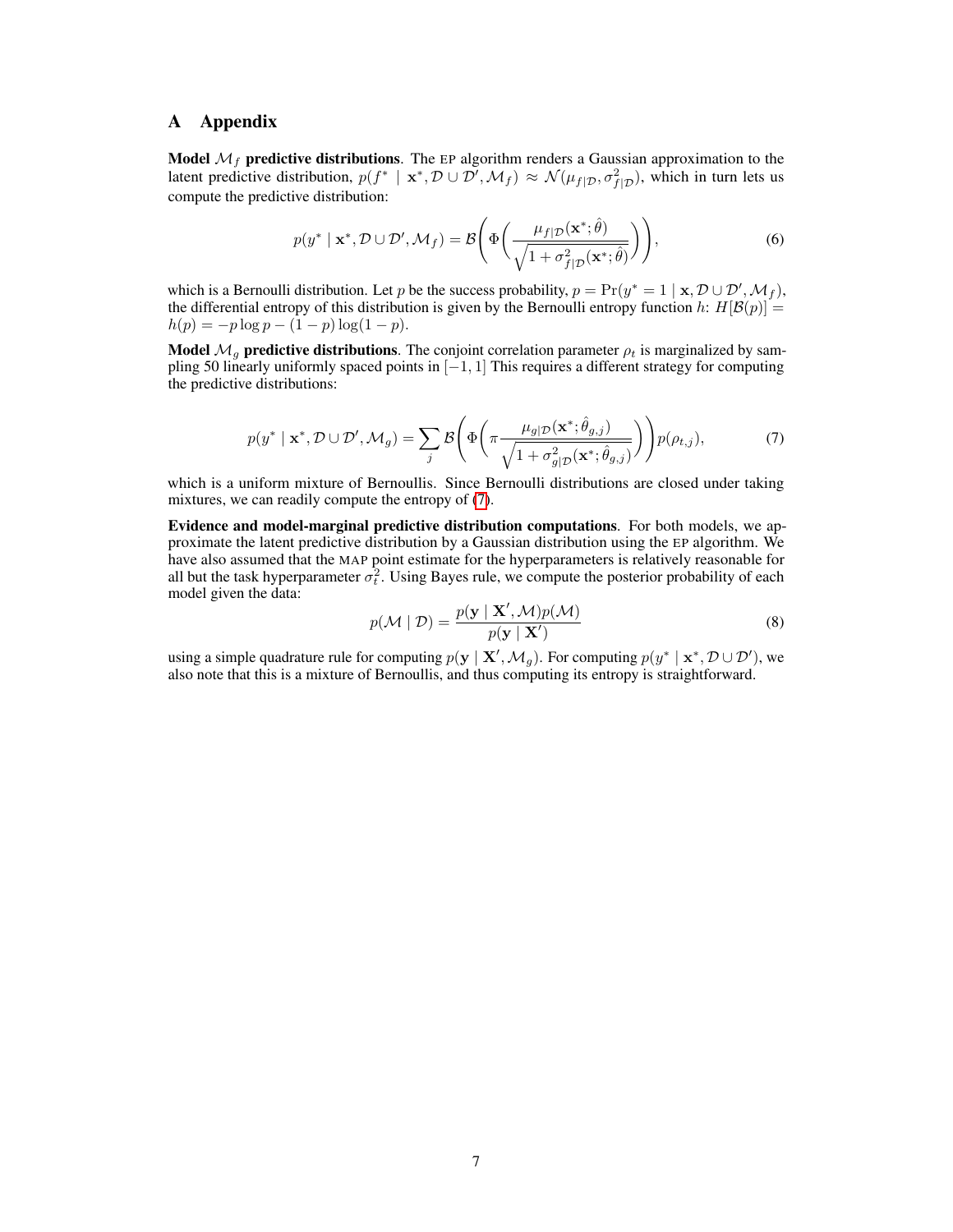## A Appendix

**Model $\mathcal{M}_f$ predictive distributions**. The EP algorithm renders a Gaussian approximation to the latent predictive distribution, $p(f^* \mid \mathbf{x}^*, \mathcal{D} \cup \mathcal{D}', \mathcal{M}_f) \approx \mathcal{N}(\mu_{f|\mathcal{D}}, \sigma^2_{f|\mathcal{D}})$, which in turn lets us compute the predictive distribution:

$$p(y^* \mid \mathbf{x}^*, \mathcal{D} \cup \mathcal{D}', \mathcal{M}_f) = \mathcal{B}\left(\Phi\left(\frac{\mu_{f|\mathcal{D}}(\mathbf{x}^*; \hat{\theta})}{\sqrt{1 + \sigma^2_{f|\mathcal{D}}(\mathbf{x}^*; \hat{\theta})}}\right)\right), \tag{6}$$

which is a Bernoulli distribution. Let $p$ be the success probability, $p = \Pr(y^* = 1 \mid \mathbf{x}, \mathcal{D} \cup \mathcal{D}', \mathcal{M}_f)$, the differential entropy of this distribution is given by the Bernoulli entropy function $h$: $H[\mathcal{B}(p)] = h(p) = -p \log p - (1-p) \log(1-p)$.

**Model $\mathcal{M}_g$ predictive distributions**. The conjoint correlation parameter $\rho_t$ is marginalized by sampling 50 linearly uniformly spaced points in $[-1, 1]$ This requires a different strategy for computing the predictive distributions:

$$p(y^* \mid \mathbf{x}^*, \mathcal{D} \cup \mathcal{D}', \mathcal{M}_g) = \sum_j \mathcal{B}\left(\Phi\left(\pi \frac{\mu_{g|\mathcal{D}}(\mathbf{x}^*; \hat{\theta}_{g,j})}{\sqrt{1 + \sigma^2_{g|\mathcal{D}}(\mathbf{x}^*; \hat{\theta}_{g,j})}}\right)\right) p(\rho_{t,j}), \tag{7}$$

which is a uniform mixture of Bernoullis. Since Bernoulli distributions are closed under taking mixtures, we can readily compute the entropy of (7).

**Evidence and model-marginal predictive distribution computations**. For both models, we approximate the latent predictive distribution by a Gaussian distribution using the EP algorithm. We have also assumed that the MAP point estimate for the hyperparameters is relatively reasonable for all but the task hyperparameter $\sigma_t^2$. Using Bayes rule, we compute the posterior probability of each model given the data:

$$p(\mathcal{M} \mid \mathcal{D}) = \frac{p(\mathbf{y} \mid \mathbf{X}', \mathcal{M}) p(\mathcal{M})}{p(\mathbf{y} \mid \mathbf{X}')} \tag{8}$$

using a simple quadrature rule for computing $p(\mathbf{y} \mid \mathbf{X}', \mathcal{M}_g)$. For computing $p(y^* \mid \mathbf{x}^*, \mathcal{D} \cup \mathcal{D}')$, we also note that this is a mixture of Bernoullis, and thus computing its entropy is straightforward.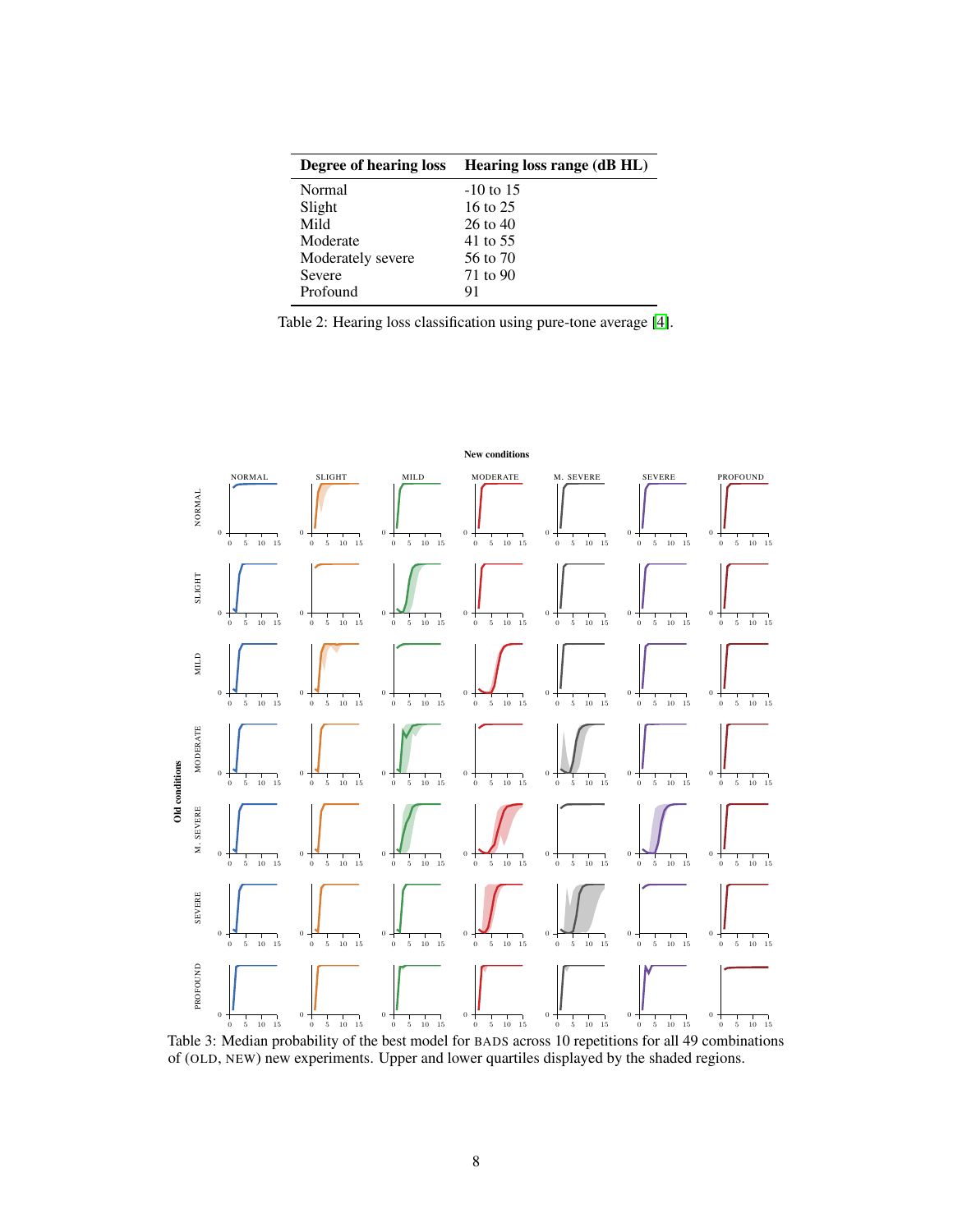| Degree of hearing loss | Hearing loss range (dB HL) |
|---|---|
| Normal | -10 to 15 |
| Slight | 16 to 25 |
| Mild | 26 to 40 |
| Moderate | 41 to 55 |
| Moderately severe | 56 to 70 |
| Severe | 71 to 90 |
| Profound | 91 |

Table 2: Hearing loss classification using pure-tone average [4].

Table 3: Median probability of the best model for BADS across 10 repetitions for all 49 combinations of (OLD, NEW) new experiments. Upper and lower quartiles displayed by the shaded regions.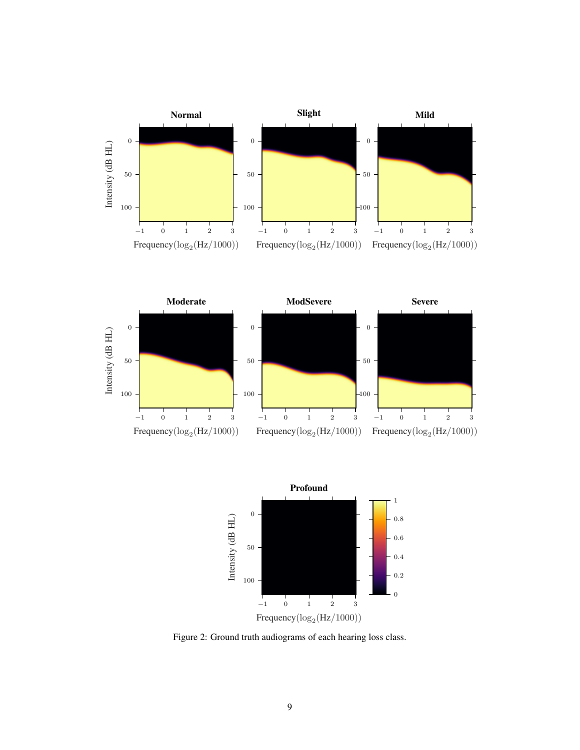Normal

Slight

Mild

Moderate

ModSevere

Severe

Profound

Intensity (dB HL)

0

50

100

Frequency($\log_2$(Hz/1000))

−1 0 1 2 3

1

0.8

0.6

0.4

0.2

0

Figure 2: Ground truth audiograms of each hearing loss class.